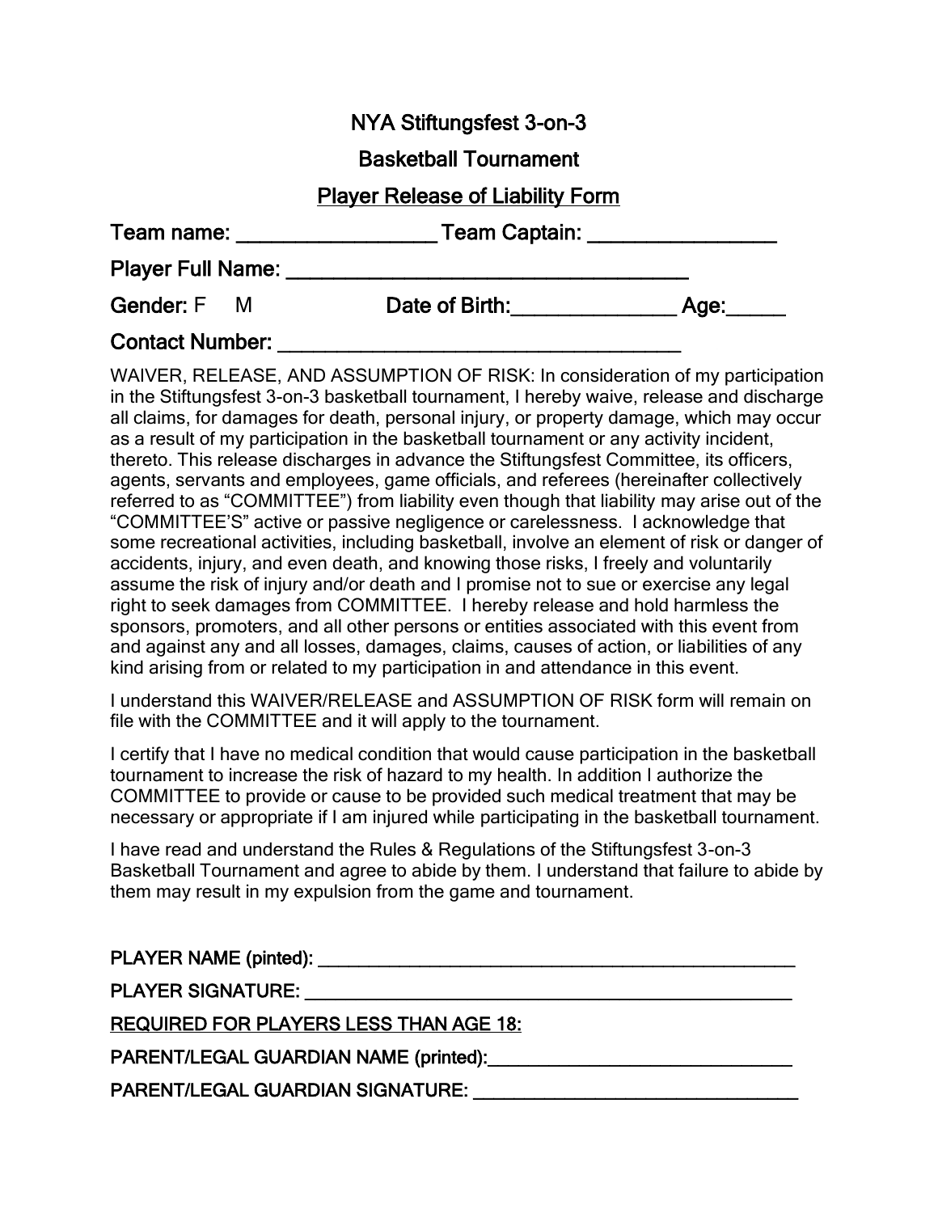# NYA Stiftungsfest 3-on-3

## Basketball Tournament

## Player Release of Liability Form

**Team name:** ___________________ **Team Captain:** __________________

**Player Full Name:** ______________________________________

**Gender:** F M **Date of Birth:**_______________ **Age:**_____

**Contact Number:** ______________________________________

WAIVER, RELEASE, AND ASSUMPTION OF RISK: In consideration of my participation in the Stiftungsfest 3-on-3 basketball tournament, I hereby waive, release and discharge all claims, for damages for death, personal injury, or property damage, which may occur as a result of my participation in the basketball tournament or any activity incident, thereto. This release discharges in advance the Stiftungsfest Committee, its officers, agents, servants and employees, game officials, and referees (hereinafter collectively referred to as "COMMITTEE") from liability even though that liability may arise out of the "COMMITTEE'S" active or passive negligence or carelessness. I acknowledge that some recreational activities, including basketball, involve an element of risk or danger of accidents, injury, and even death, and knowing those risks, I freely and voluntarily assume the risk of injury and/or death and I promise not to sue or exercise any legal right to seek damages from COMMITTEE. I hereby release and hold harmless the sponsors, promoters, and all other persons or entities associated with this event from and against any and all losses, damages, claims, causes of action, or liabilities of any kind arising from or related to my participation in and attendance in this event.

I understand this WAIVER/RELEASE and ASSUMPTION OF RISK form will remain on file with the COMMITTEE and it will apply to the tournament.

I certify that I have no medical condition that would cause participation in the basketball tournament to increase the risk of hazard to my health. In addition I authorize the COMMITTEE to provide or cause to be provided such medical treatment that may be necessary or appropriate if I am injured while participating in the basketball tournament.

I have read and understand the Rules & Regulations of the Stiftungsfest 3-on-3 Basketball Tournament and agree to abide by them. I understand that failure to abide by them may result in my expulsion from the game and tournament.

**PLAYER NAME (pinted):** ______________________________________________________

**PLAYER SIGNATURE:** ________________________________________________________

**REQUIRED FOR PLAYERS LESS THAN AGE 18:**

**PARENT/LEGAL GUARDIAN NAME (printed):**________________________________

**PARENT/LEGAL GUARDIAN SIGNATURE:** __________________________________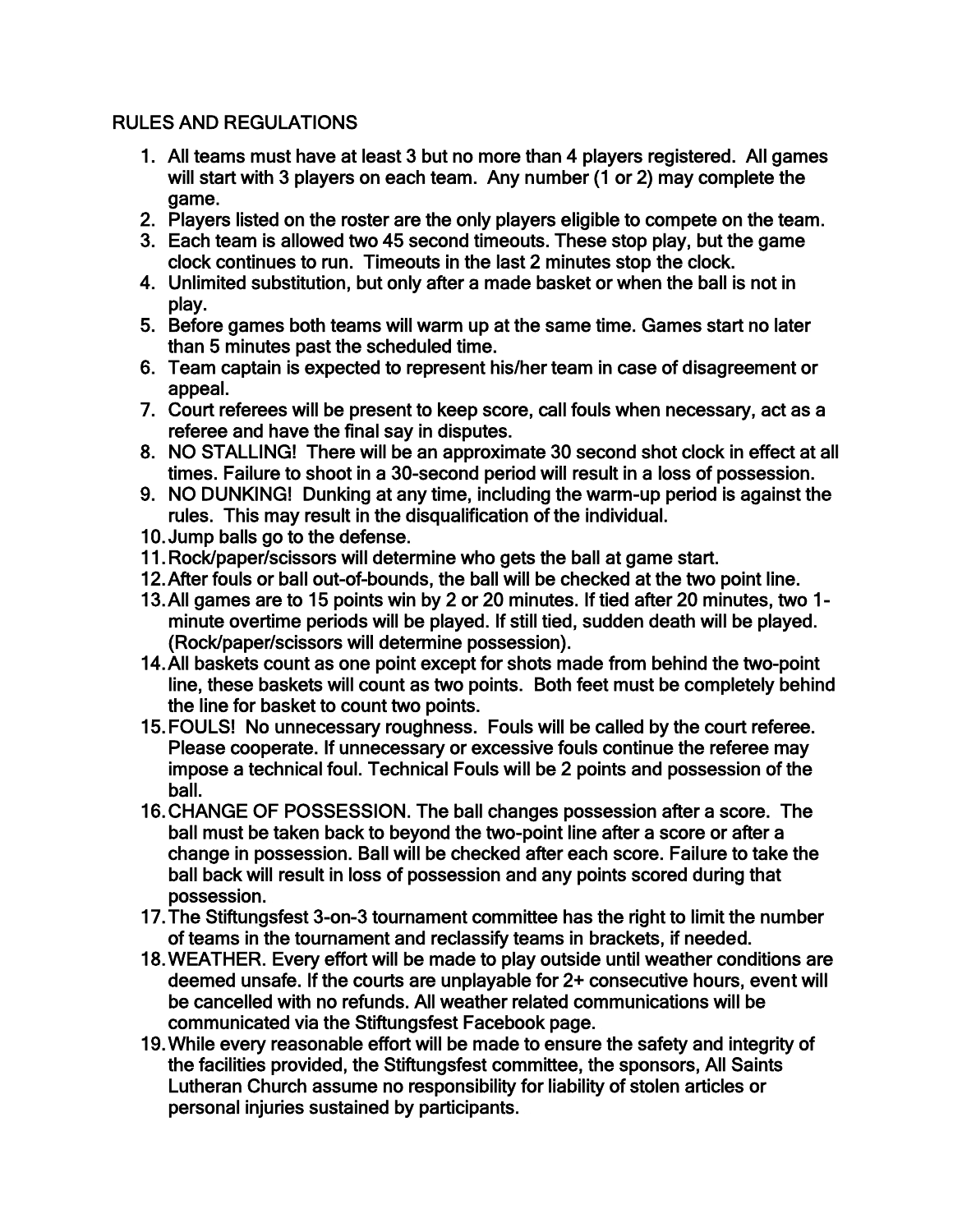RULES AND REGULATIONS

1. All teams must have at least 3 but no more than 4 players registered. All games will start with 3 players on each team. Any number (1 or 2) may complete the game.
2. Players listed on the roster are the only players eligible to compete on the team.
3. Each team is allowed two 45 second timeouts. These stop play, but the game clock continues to run. Timeouts in the last 2 minutes stop the clock.
4. Unlimited substitution, but only after a made basket or when the ball is not in play.
5. Before games both teams will warm up at the same time. Games start no later than 5 minutes past the scheduled time.
6. Team captain is expected to represent his/her team in case of disagreement or appeal.
7. Court referees will be present to keep score, call fouls when necessary, act as a referee and have the final say in disputes.
8. NO STALLING! There will be an approximate 30 second shot clock in effect at all times. Failure to shoot in a 30-second period will result in a loss of possession.
9. NO DUNKING! Dunking at any time, including the warm-up period is against the rules. This may result in the disqualification of the individual.
10. Jump balls go to the defense.
11. Rock/paper/scissors will determine who gets the ball at game start.
12. After fouls or ball out-of-bounds, the ball will be checked at the two point line.
13. All games are to 15 points win by 2 or 20 minutes. If tied after 20 minutes, two 1-minute overtime periods will be played. If still tied, sudden death will be played. (Rock/paper/scissors will determine possession).
14. All baskets count as one point except for shots made from behind the two-point line, these baskets will count as two points. Both feet must be completely behind the line for basket to count two points.
15. FOULS! No unnecessary roughness. Fouls will be called by the court referee. Please cooperate. If unnecessary or excessive fouls continue the referee may impose a technical foul. Technical Fouls will be 2 points and possession of the ball.
16. CHANGE OF POSSESSION. The ball changes possession after a score. The ball must be taken back to beyond the two-point line after a score or after a change in possession. Ball will be checked after each score. Failure to take the ball back will result in loss of possession and any points scored during that possession.
17. The Stiftungsfest 3-on-3 tournament committee has the right to limit the number of teams in the tournament and reclassify teams in brackets, if needed.
18. WEATHER. Every effort will be made to play outside until weather conditions are deemed unsafe. If the courts are unplayable for 2+ consecutive hours, event will be cancelled with no refunds. All weather related communications will be communicated via the Stiftungsfest Facebook page.
19. While every reasonable effort will be made to ensure the safety and integrity of the facilities provided, the Stiftungsfest committee, the sponsors, All Saints Lutheran Church assume no responsibility for liability of stolen articles or personal injuries sustained by participants.